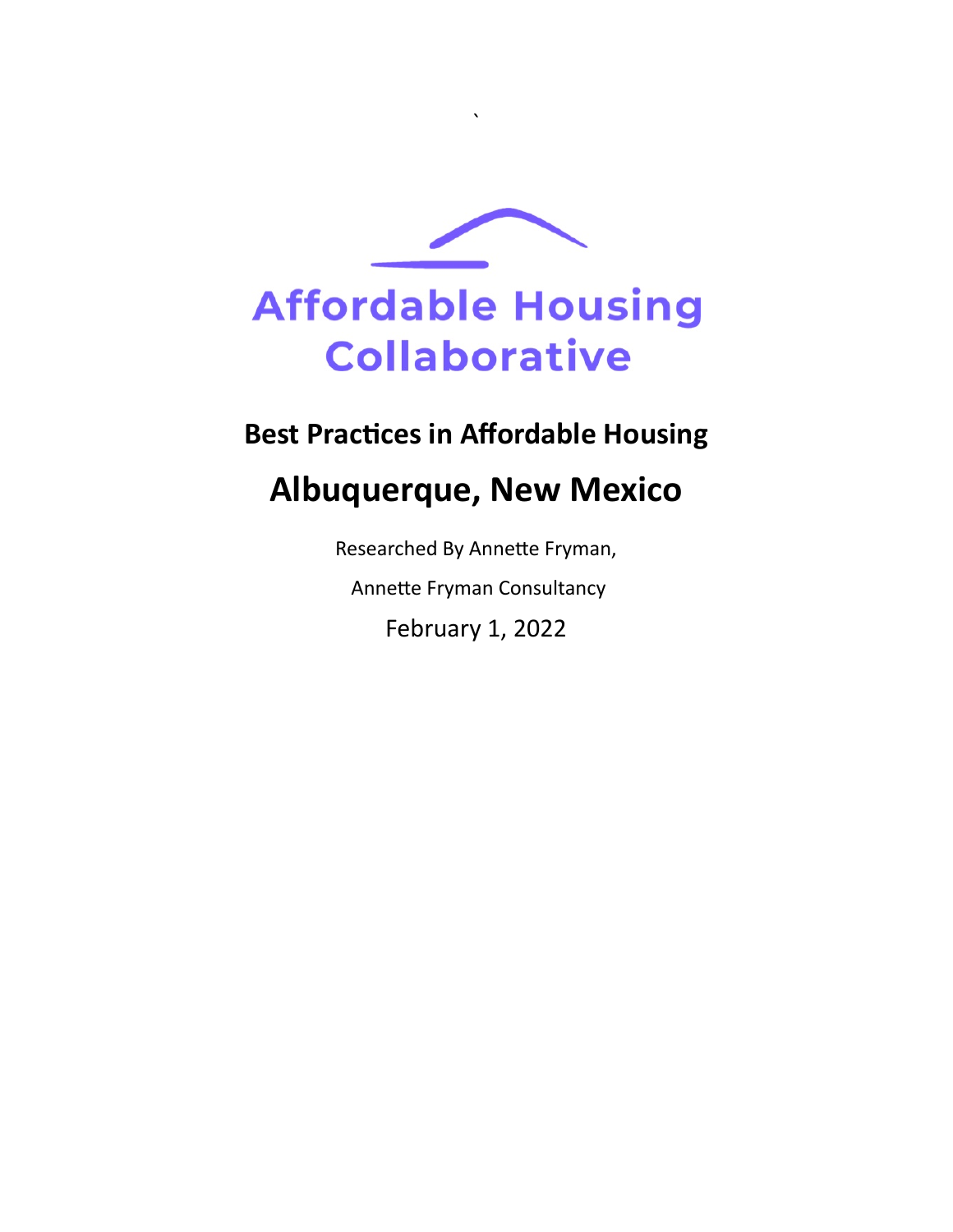# Affordable Housing Collaborative

## Best Practices in Affordable Housing

# Albuquerque, New Mexico

Researched By Annette Fryman,

Annette Fryman Consultancy

February 1, 2022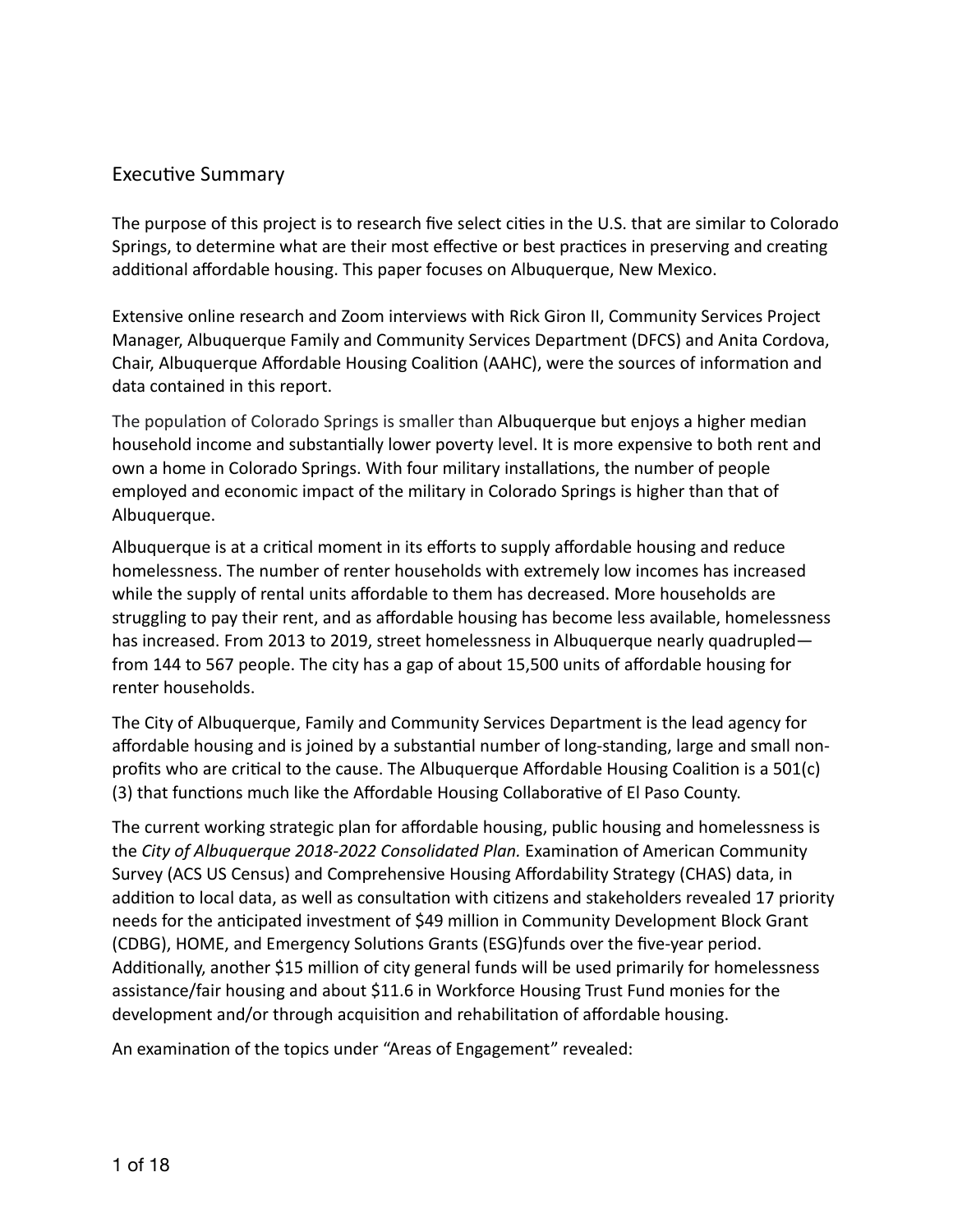## Executive Summary

The purpose of this project is to research five select cities in the U.S. that are similar to Colorado Springs, to determine what are their most effective or best practices in preserving and creating additional affordable housing. This paper focuses on Albuquerque, New Mexico.

Extensive online research and Zoom interviews with Rick Giron II, Community Services Project Manager, Albuquerque Family and Community Services Department (DFCS) and Anita Cordova, Chair, Albuquerque Affordable Housing Coalition (AAHC), were the sources of information and data contained in this report.

The population of Colorado Springs is smaller than Albuquerque but enjoys a higher median household income and substantially lower poverty level. It is more expensive to both rent and own a home in Colorado Springs. With four military installations, the number of people employed and economic impact of the military in Colorado Springs is higher than that of Albuquerque.

Albuquerque is at a critical moment in its efforts to supply affordable housing and reduce homelessness. The number of renter households with extremely low incomes has increased while the supply of rental units affordable to them has decreased. More households are struggling to pay their rent, and as affordable housing has become less available, homelessness has increased. From 2013 to 2019, street homelessness in Albuquerque nearly quadrupled—from 144 to 567 people. The city has a gap of about 15,500 units of affordable housing for renter households.

The City of Albuquerque, Family and Community Services Department is the lead agency for affordable housing and is joined by a substantial number of long-standing, large and small non-profits who are critical to the cause. The Albuquerque Affordable Housing Coalition is a 501(c)(3) that functions much like the Affordable Housing Collaborative of El Paso County.

The current working strategic plan for affordable housing, public housing and homelessness is the *City of Albuquerque 2018-2022 Consolidated Plan.* Examination of American Community Survey (ACS US Census) and Comprehensive Housing Affordability Strategy (CHAS) data, in addition to local data, as well as consultation with citizens and stakeholders revealed 17 priority needs for the anticipated investment of $49 million in Community Development Block Grant (CDBG), HOME, and Emergency Solutions Grants (ESG)funds over the five-year period. Additionally, another $15 million of city general funds will be used primarily for homelessness assistance/fair housing and about $11.6 in Workforce Housing Trust Fund monies for the development and/or through acquisition and rehabilitation of affordable housing.

An examination of the topics under "Areas of Engagement" revealed: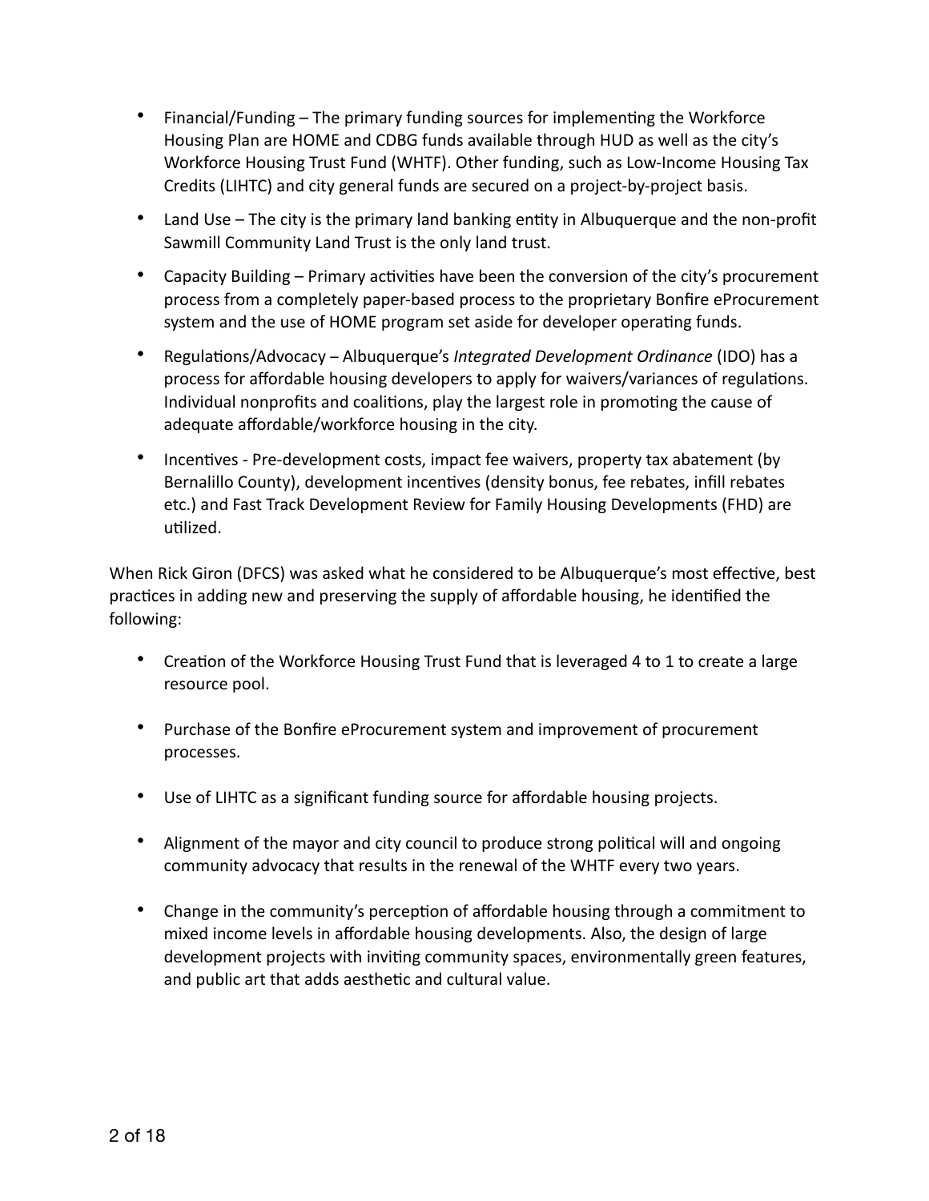- Financial/Funding – The primary funding sources for implementing the Workforce Housing Plan are HOME and CDBG funds available through HUD as well as the city's Workforce Housing Trust Fund (WHTF). Other funding, such as Low-Income Housing Tax Credits (LIHTC) and city general funds are secured on a project-by-project basis.
- Land Use – The city is the primary land banking entity in Albuquerque and the non-profit Sawmill Community Land Trust is the only land trust.
- Capacity Building – Primary activities have been the conversion of the city's procurement process from a completely paper-based process to the proprietary Bonfire eProcurement system and the use of HOME program set aside for developer operating funds.
- Regulations/Advocacy – Albuquerque's *Integrated Development Ordinance* (IDO) has a process for affordable housing developers to apply for waivers/variances of regulations. Individual nonprofits and coalitions, play the largest role in promoting the cause of adequate affordable/workforce housing in the city.
- Incentives - Pre-development costs, impact fee waivers, property tax abatement (by Bernalillo County), development incentives (density bonus, fee rebates, infill rebates etc.) and Fast Track Development Review for Family Housing Developments (FHD) are utilized.

When Rick Giron (DFCS) was asked what he considered to be Albuquerque's most effective, best practices in adding new and preserving the supply of affordable housing, he identified the following:

- Creation of the Workforce Housing Trust Fund that is leveraged 4 to 1 to create a large resource pool.
- Purchase of the Bonfire eProcurement system and improvement of procurement processes.
- Use of LIHTC as a significant funding source for affordable housing projects.
- Alignment of the mayor and city council to produce strong political will and ongoing community advocacy that results in the renewal of the WHTF every two years.
- Change in the community's perception of affordable housing through a commitment to mixed income levels in affordable housing developments. Also, the design of large development projects with inviting community spaces, environmentally green features, and public art that adds aesthetic and cultural value.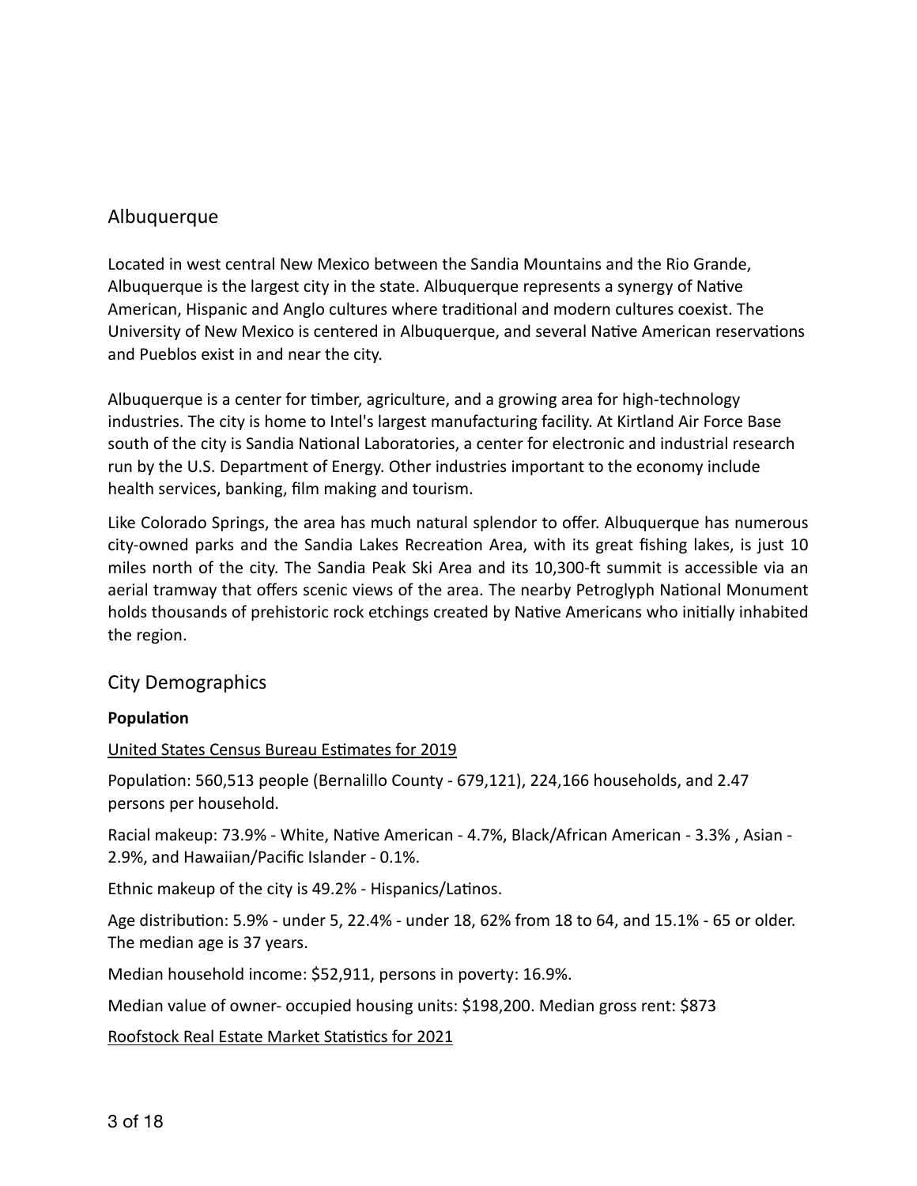## Albuquerque

Located in west central New Mexico between the Sandia Mountains and the Rio Grande, Albuquerque is the largest city in the state. Albuquerque represents a synergy of Native American, Hispanic and Anglo cultures where traditional and modern cultures coexist. The University of New Mexico is centered in Albuquerque, and several Native American reservations and Pueblos exist in and near the city.

Albuquerque is a center for timber, agriculture, and a growing area for high-technology industries. The city is home to Intel's largest manufacturing facility. At Kirtland Air Force Base south of the city is Sandia National Laboratories, a center for electronic and industrial research run by the U.S. Department of Energy. Other industries important to the economy include health services, banking, film making and tourism.

Like Colorado Springs, the area has much natural splendor to offer. Albuquerque has numerous city-owned parks and the Sandia Lakes Recreation Area, with its great fishing lakes, is just 10 miles north of the city. The Sandia Peak Ski Area and its 10,300-ft summit is accessible via an aerial tramway that offers scenic views of the area. The nearby Petroglyph National Monument holds thousands of prehistoric rock etchings created by Native Americans who initially inhabited the region.

## City Demographics

**Population**

United States Census Bureau Estimates for 2019

Population: 560,513 people (Bernalillo County - 679,121), 224,166 households, and 2.47 persons per household.

Racial makeup: 73.9% - White, Native American - 4.7%, Black/African American - 3.3% , Asian - 2.9%, and Hawaiian/Pacific Islander - 0.1%.

Ethnic makeup of the city is 49.2% - Hispanics/Latinos.

Age distribution: 5.9% - under 5, 22.4% - under 18, 62% from 18 to 64, and 15.1% - 65 or older. The median age is 37 years.

Median household income: $52,911, persons in poverty: 16.9%.

Median value of owner- occupied housing units: $198,200. Median gross rent: $873

Roofstock Real Estate Market Statistics for 2021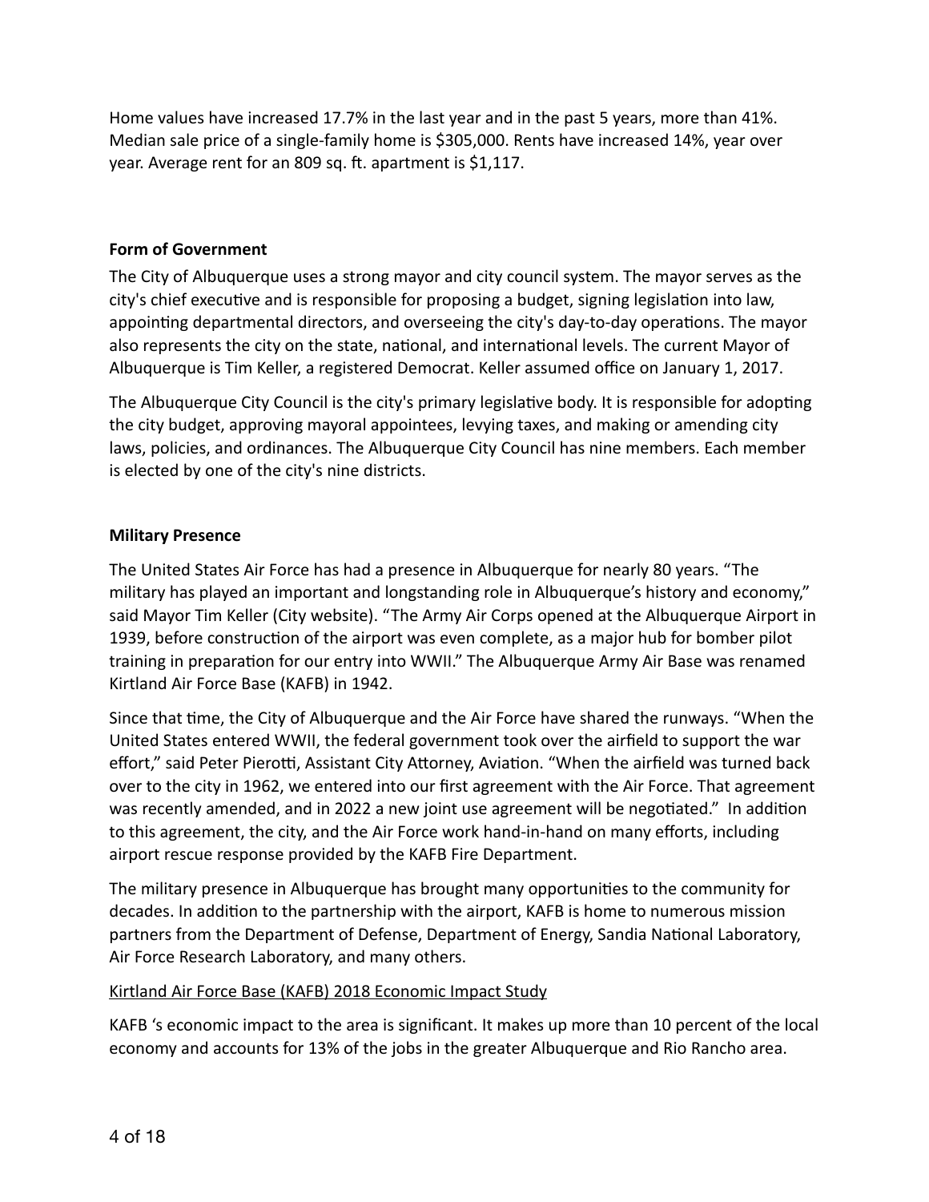Home values have increased 17.7% in the last year and in the past 5 years, more than 41%. Median sale price of a single-family home is $305,000. Rents have increased 14%, year over year. Average rent for an 809 sq. ft. apartment is $1,117.

**Form of Government**

The City of Albuquerque uses a strong mayor and city council system. The mayor serves as the city's chief executive and is responsible for proposing a budget, signing legislation into law, appointing departmental directors, and overseeing the city's day-to-day operations. The mayor also represents the city on the state, national, and international levels. The current Mayor of Albuquerque is Tim Keller, a registered Democrat. Keller assumed office on January 1, 2017.

The Albuquerque City Council is the city's primary legislative body. It is responsible for adopting the city budget, approving mayoral appointees, levying taxes, and making or amending city laws, policies, and ordinances. The Albuquerque City Council has nine members. Each member is elected by one of the city's nine districts.

**Military Presence**

The United States Air Force has had a presence in Albuquerque for nearly 80 years. "The military has played an important and longstanding role in Albuquerque's history and economy," said Mayor Tim Keller (City website). "The Army Air Corps opened at the Albuquerque Airport in 1939, before construction of the airport was even complete, as a major hub for bomber pilot training in preparation for our entry into WWII." The Albuquerque Army Air Base was renamed Kirtland Air Force Base (KAFB) in 1942.

Since that time, the City of Albuquerque and the Air Force have shared the runways. "When the United States entered WWII, the federal government took over the airfield to support the war effort," said Peter Pierotti, Assistant City Attorney, Aviation. "When the airfield was turned back over to the city in 1962, we entered into our first agreement with the Air Force. That agreement was recently amended, and in 2022 a new joint use agreement will be negotiated." In addition to this agreement, the city, and the Air Force work hand-in-hand on many efforts, including airport rescue response provided by the KAFB Fire Department.

The military presence in Albuquerque has brought many opportunities to the community for decades. In addition to the partnership with the airport, KAFB is home to numerous mission partners from the Department of Defense, Department of Energy, Sandia National Laboratory, Air Force Research Laboratory, and many others.

Kirtland Air Force Base (KAFB) 2018 Economic Impact Study

KAFB 's economic impact to the area is significant. It makes up more than 10 percent of the local economy and accounts for 13% of the jobs in the greater Albuquerque and Rio Rancho area.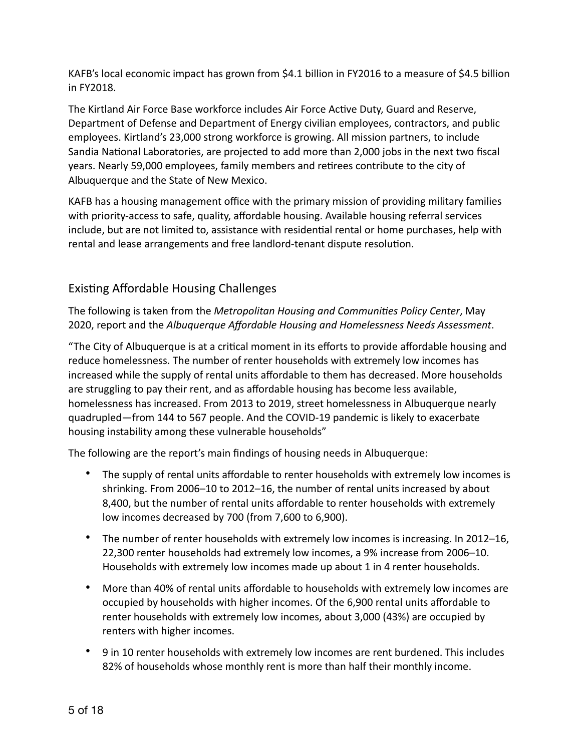KAFB's local economic impact has grown from $4.1 billion in FY2016 to a measure of $4.5 billion in FY2018.

The Kirtland Air Force Base workforce includes Air Force Active Duty, Guard and Reserve, Department of Defense and Department of Energy civilian employees, contractors, and public employees. Kirtland's 23,000 strong workforce is growing. All mission partners, to include Sandia National Laboratories, are projected to add more than 2,000 jobs in the next two fiscal years. Nearly 59,000 employees, family members and retirees contribute to the city of Albuquerque and the State of New Mexico.

KAFB has a housing management office with the primary mission of providing military families with priority-access to safe, quality, affordable housing. Available housing referral services include, but are not limited to, assistance with residential rental or home purchases, help with rental and lease arrangements and free landlord-tenant dispute resolution.

## Existing Affordable Housing Challenges

The following is taken from the *Metropolitan Housing and Communities Policy Center*, May 2020, report and the *Albuquerque Affordable Housing and Homelessness Needs Assessment*.

"The City of Albuquerque is at a critical moment in its efforts to provide affordable housing and reduce homelessness. The number of renter households with extremely low incomes has increased while the supply of rental units affordable to them has decreased. More households are struggling to pay their rent, and as affordable housing has become less available, homelessness has increased. From 2013 to 2019, street homelessness in Albuquerque nearly quadrupled—from 144 to 567 people. And the COVID-19 pandemic is likely to exacerbate housing instability among these vulnerable households"

The following are the report's main findings of housing needs in Albuquerque:

- The supply of rental units affordable to renter households with extremely low incomes is shrinking. From 2006–10 to 2012–16, the number of rental units increased by about 8,400, but the number of rental units affordable to renter households with extremely low incomes decreased by 700 (from 7,600 to 6,900).
- The number of renter households with extremely low incomes is increasing. In 2012–16, 22,300 renter households had extremely low incomes, a 9% increase from 2006–10. Households with extremely low incomes made up about 1 in 4 renter households.
- More than 40% of rental units affordable to households with extremely low incomes are occupied by households with higher incomes. Of the 6,900 rental units affordable to renter households with extremely low incomes, about 3,000 (43%) are occupied by renters with higher incomes.
- 9 in 10 renter households with extremely low incomes are rent burdened. This includes 82% of households whose monthly rent is more than half their monthly income.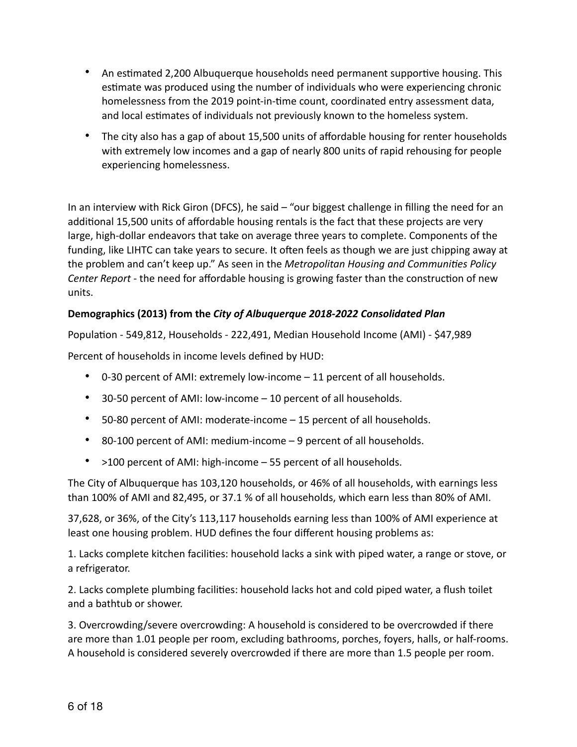- An estimated 2,200 Albuquerque households need permanent supportive housing. This estimate was produced using the number of individuals who were experiencing chronic homelessness from the 2019 point-in-time count, coordinated entry assessment data, and local estimates of individuals not previously known to the homeless system.
- The city also has a gap of about 15,500 units of affordable housing for renter households with extremely low incomes and a gap of nearly 800 units of rapid rehousing for people experiencing homelessness.

In an interview with Rick Giron (DFCS), he said – "our biggest challenge in filling the need for an additional 15,500 units of affordable housing rentals is the fact that these projects are very large, high-dollar endeavors that take on average three years to complete. Components of the funding, like LIHTC can take years to secure. It often feels as though we are just chipping away at the problem and can't keep up." As seen in the *Metropolitan Housing and Communities Policy Center Report* - the need for affordable housing is growing faster than the construction of new units.

**Demographics (2013) from the *City of Albuquerque 2018-2022 Consolidated Plan***

Population - 549,812, Households - 222,491, Median Household Income (AMI) - $47,989

Percent of households in income levels defined by HUD:

- 0-30 percent of AMI: extremely low-income – 11 percent of all households.
- 30-50 percent of AMI: low-income – 10 percent of all households.
- 50-80 percent of AMI: moderate-income – 15 percent of all households.
- 80-100 percent of AMI: medium-income – 9 percent of all households.
- >100 percent of AMI: high-income – 55 percent of all households.

The City of Albuquerque has 103,120 households, or 46% of all households, with earnings less than 100% of AMI and 82,495, or 37.1 % of all households, which earn less than 80% of AMI.

37,628, or 36%, of the City's 113,117 households earning less than 100% of AMI experience at least one housing problem. HUD defines the four different housing problems as:

1. Lacks complete kitchen facilities: household lacks a sink with piped water, a range or stove, or a refrigerator.

2. Lacks complete plumbing facilities: household lacks hot and cold piped water, a flush toilet and a bathtub or shower.

3. Overcrowding/severe overcrowding: A household is considered to be overcrowded if there are more than 1.01 people per room, excluding bathrooms, porches, foyers, halls, or half-rooms. A household is considered severely overcrowded if there are more than 1.5 people per room.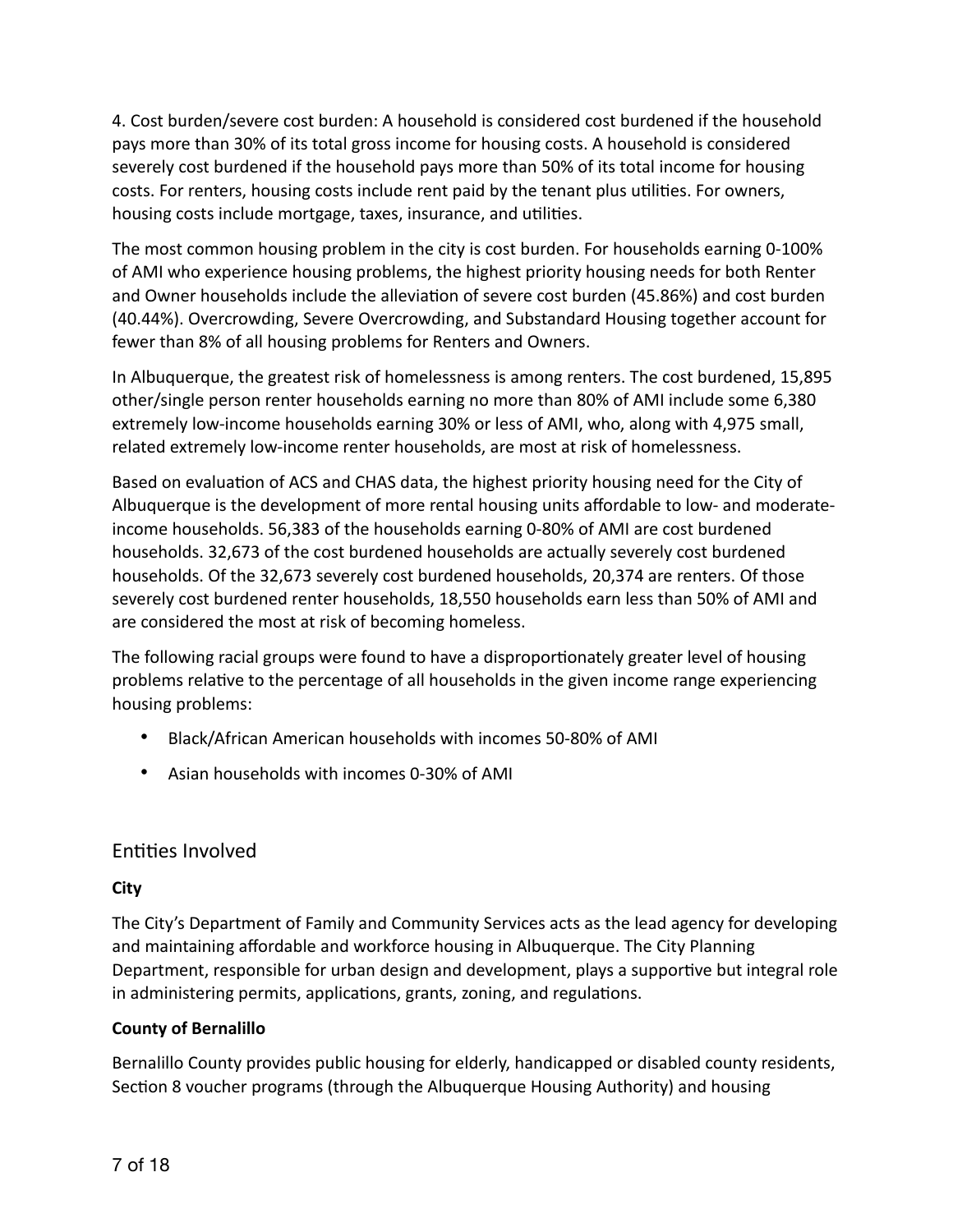4. Cost burden/severe cost burden: A household is considered cost burdened if the household pays more than 30% of its total gross income for housing costs. A household is considered severely cost burdened if the household pays more than 50% of its total income for housing costs. For renters, housing costs include rent paid by the tenant plus utilities. For owners, housing costs include mortgage, taxes, insurance, and utilities.

The most common housing problem in the city is cost burden. For households earning 0-100% of AMI who experience housing problems, the highest priority housing needs for both Renter and Owner households include the alleviation of severe cost burden (45.86%) and cost burden (40.44%). Overcrowding, Severe Overcrowding, and Substandard Housing together account for fewer than 8% of all housing problems for Renters and Owners.

In Albuquerque, the greatest risk of homelessness is among renters. The cost burdened, 15,895 other/single person renter households earning no more than 80% of AMI include some 6,380 extremely low-income households earning 30% or less of AMI, who, along with 4,975 small, related extremely low-income renter households, are most at risk of homelessness.

Based on evaluation of ACS and CHAS data, the highest priority housing need for the City of Albuquerque is the development of more rental housing units affordable to low- and moderate-income households. 56,383 of the households earning 0-80% of AMI are cost burdened households. 32,673 of the cost burdened households are actually severely cost burdened households. Of the 32,673 severely cost burdened households, 20,374 are renters. Of those severely cost burdened renter households, 18,550 households earn less than 50% of AMI and are considered the most at risk of becoming homeless.

The following racial groups were found to have a disproportionately greater level of housing problems relative to the percentage of all households in the given income range experiencing housing problems:

- Black/African American households with incomes 50-80% of AMI
- Asian households with incomes 0-30% of AMI

## Entities Involved

**City**

The City's Department of Family and Community Services acts as the lead agency for developing and maintaining affordable and workforce housing in Albuquerque. The City Planning Department, responsible for urban design and development, plays a supportive but integral role in administering permits, applications, grants, zoning, and regulations.

**County of Bernalillo**

Bernalillo County provides public housing for elderly, handicapped or disabled county residents, Section 8 voucher programs (through the Albuquerque Housing Authority) and housing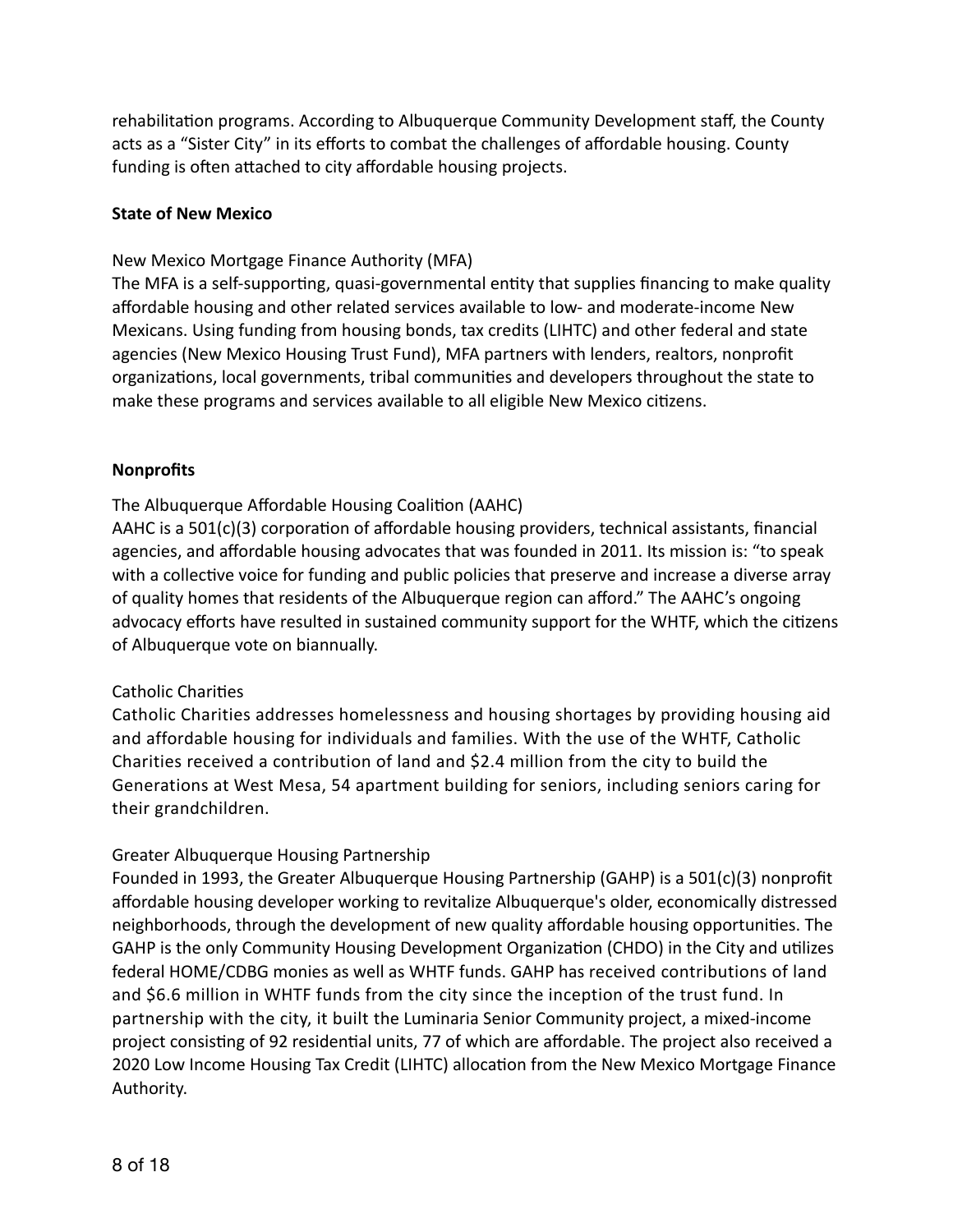rehabilitation programs. According to Albuquerque Community Development staff, the County acts as a "Sister City" in its efforts to combat the challenges of affordable housing. County funding is often attached to city affordable housing projects.

**State of New Mexico**

New Mexico Mortgage Finance Authority (MFA)
The MFA is a self-supporting, quasi-governmental entity that supplies financing to make quality affordable housing and other related services available to low- and moderate-income New Mexicans. Using funding from housing bonds, tax credits (LIHTC) and other federal and state agencies (New Mexico Housing Trust Fund), MFA partners with lenders, realtors, nonprofit organizations, local governments, tribal communities and developers throughout the state to make these programs and services available to all eligible New Mexico citizens.

**Nonprofits**

The Albuquerque Affordable Housing Coalition (AAHC)
AAHC is a 501(c)(3) corporation of affordable housing providers, technical assistants, financial agencies, and affordable housing advocates that was founded in 2011. Its mission is: "to speak with a collective voice for funding and public policies that preserve and increase a diverse array of quality homes that residents of the Albuquerque region can afford." The AAHC's ongoing advocacy efforts have resulted in sustained community support for the WHTF, which the citizens of Albuquerque vote on biannually.

Catholic Charities
Catholic Charities addresses homelessness and housing shortages by providing housing aid and affordable housing for individuals and families. With the use of the WHTF, Catholic Charities received a contribution of land and $2.4 million from the city to build the Generations at West Mesa, 54 apartment building for seniors, including seniors caring for their grandchildren.

Greater Albuquerque Housing Partnership
Founded in 1993, the Greater Albuquerque Housing Partnership (GAHP) is a 501(c)(3) nonprofit affordable housing developer working to revitalize Albuquerque's older, economically distressed neighborhoods, through the development of new quality affordable housing opportunities. The GAHP is the only Community Housing Development Organization (CHDO) in the City and utilizes federal HOME/CDBG monies as well as WHTF funds. GAHP has received contributions of land and $6.6 million in WHTF funds from the city since the inception of the trust fund. In partnership with the city, it built the Luminaria Senior Community project, a mixed-income project consisting of 92 residential units, 77 of which are affordable. The project also received a 2020 Low Income Housing Tax Credit (LIHTC) allocation from the New Mexico Mortgage Finance Authority.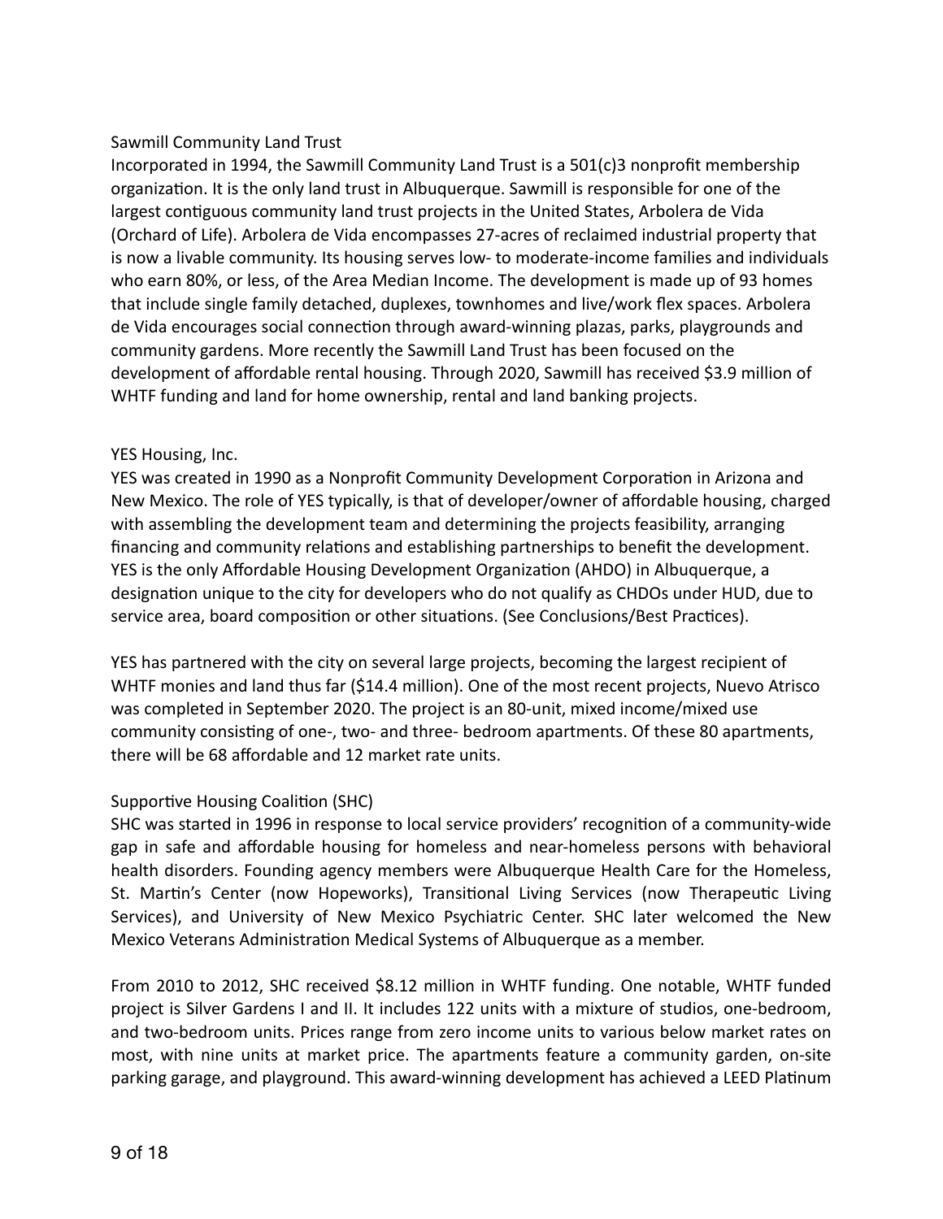### Sawmill Community Land Trust

Incorporated in 1994, the Sawmill Community Land Trust is a 501(c)3 nonprofit membership organization. It is the only land trust in Albuquerque. Sawmill is responsible for one of the largest contiguous community land trust projects in the United States, Arbolera de Vida (Orchard of Life). Arbolera de Vida encompasses 27-acres of reclaimed industrial property that is now a livable community. Its housing serves low- to moderate-income families and individuals who earn 80%, or less, of the Area Median Income. The development is made up of 93 homes that include single family detached, duplexes, townhomes and live/work flex spaces. Arbolera de Vida encourages social connection through award-winning plazas, parks, playgrounds and community gardens. More recently the Sawmill Land Trust has been focused on the development of affordable rental housing. Through 2020, Sawmill has received $3.9 million of WHTF funding and land for home ownership, rental and land banking projects.

### YES Housing, Inc.

YES was created in 1990 as a Nonprofit Community Development Corporation in Arizona and New Mexico. The role of YES typically, is that of developer/owner of affordable housing, charged with assembling the development team and determining the projects feasibility, arranging financing and community relations and establishing partnerships to benefit the development. YES is the only Affordable Housing Development Organization (AHDO) in Albuquerque, a designation unique to the city for developers who do not qualify as CHDOs under HUD, due to service area, board composition or other situations. (See Conclusions/Best Practices).

YES has partnered with the city on several large projects, becoming the largest recipient of WHTF monies and land thus far ($14.4 million). One of the most recent projects, Nuevo Atrisco was completed in September 2020. The project is an 80-unit, mixed income/mixed use community consisting of one-, two- and three- bedroom apartments. Of these 80 apartments, there will be 68 affordable and 12 market rate units.

### Supportive Housing Coalition (SHC)

SHC was started in 1996 in response to local service providers' recognition of a community-wide gap in safe and affordable housing for homeless and near-homeless persons with behavioral health disorders. Founding agency members were Albuquerque Health Care for the Homeless, St. Martin's Center (now Hopeworks), Transitional Living Services (now Therapeutic Living Services), and University of New Mexico Psychiatric Center. SHC later welcomed the New Mexico Veterans Administration Medical Systems of Albuquerque as a member.

From 2010 to 2012, SHC received $8.12 million in WHTF funding. One notable, WHTF funded project is Silver Gardens I and II. It includes 122 units with a mixture of studios, one-bedroom, and two-bedroom units. Prices range from zero income units to various below market rates on most, with nine units at market price. The apartments feature a community garden, on-site parking garage, and playground. This award-winning development has achieved a LEED Platinum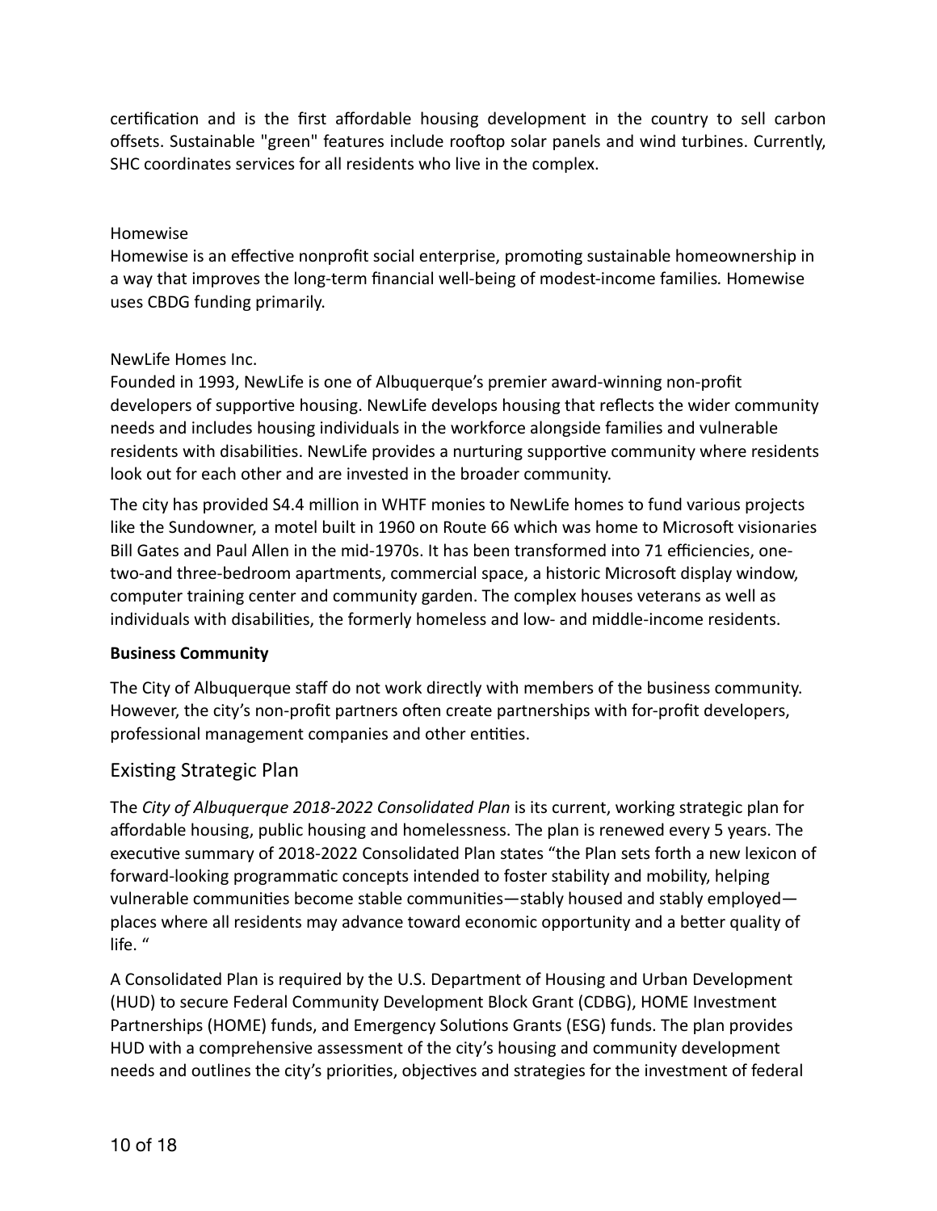certification and is the first affordable housing development in the country to sell carbon offsets. Sustainable "green" features include rooftop solar panels and wind turbines. Currently, SHC coordinates services for all residents who live in the complex.

Homewise

Homewise is an effective nonprofit social enterprise, promoting sustainable homeownership in a way that improves the long-term financial well-being of modest-income families. Homewise uses CBDG funding primarily.

NewLife Homes Inc.

Founded in 1993, NewLife is one of Albuquerque's premier award-winning non-profit developers of supportive housing. NewLife develops housing that reflects the wider community needs and includes housing individuals in the workforce alongside families and vulnerable residents with disabilities. NewLife provides a nurturing supportive community where residents look out for each other and are invested in the broader community.

The city has provided S4.4 million in WHTF monies to NewLife homes to fund various projects like the Sundowner, a motel built in 1960 on Route 66 which was home to Microsoft visionaries Bill Gates and Paul Allen in the mid-1970s. It has been transformed into 71 efficiencies, one-two-and three-bedroom apartments, commercial space, a historic Microsoft display window, computer training center and community garden. The complex houses veterans as well as individuals with disabilities, the formerly homeless and low- and middle-income residents.

**Business Community**

The City of Albuquerque staff do not work directly with members of the business community. However, the city's non-profit partners often create partnerships with for-profit developers, professional management companies and other entities.

## Existing Strategic Plan

The *City of Albuquerque 2018-2022 Consolidated Plan* is its current, working strategic plan for affordable housing, public housing and homelessness. The plan is renewed every 5 years. The executive summary of 2018-2022 Consolidated Plan states "the Plan sets forth a new lexicon of forward-looking programmatic concepts intended to foster stability and mobility, helping vulnerable communities become stable communities—stably housed and stably employed—places where all residents may advance toward economic opportunity and a better quality of life. "

A Consolidated Plan is required by the U.S. Department of Housing and Urban Development (HUD) to secure Federal Community Development Block Grant (CDBG), HOME Investment Partnerships (HOME) funds, and Emergency Solutions Grants (ESG) funds. The plan provides HUD with a comprehensive assessment of the city's housing and community development needs and outlines the city's priorities, objectives and strategies for the investment of federal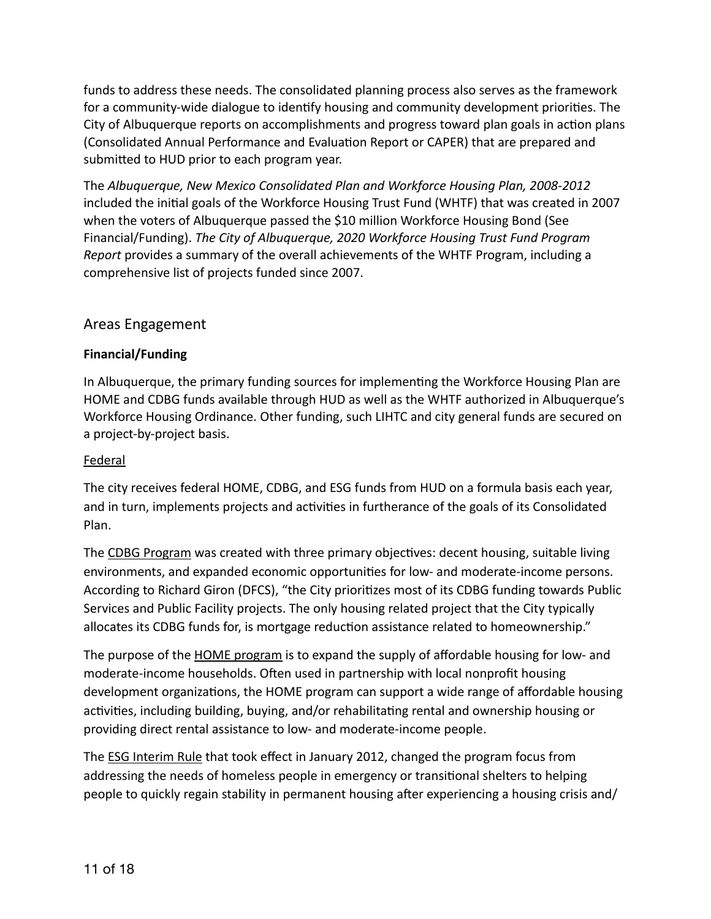funds to address these needs. The consolidated planning process also serves as the framework for a community-wide dialogue to identify housing and community development priorities. The City of Albuquerque reports on accomplishments and progress toward plan goals in action plans (Consolidated Annual Performance and Evaluation Report or CAPER) that are prepared and submitted to HUD prior to each program year.

The *Albuquerque, New Mexico Consolidated Plan and Workforce Housing Plan, 2008-2012* included the initial goals of the Workforce Housing Trust Fund (WHTF) that was created in 2007 when the voters of Albuquerque passed the $10 million Workforce Housing Bond (See Financial/Funding). *The City of Albuquerque, 2020 Workforce Housing Trust Fund Program Report* provides a summary of the overall achievements of the WHTF Program, including a comprehensive list of projects funded since 2007.

## Areas Engagement

**Financial/Funding**

In Albuquerque, the primary funding sources for implementing the Workforce Housing Plan are HOME and CDBG funds available through HUD as well as the WHTF authorized in Albuquerque's Workforce Housing Ordinance. Other funding, such LIHTC and city general funds are secured on a project-by-project basis.

Federal

The city receives federal HOME, CDBG, and ESG funds from HUD on a formula basis each year, and in turn, implements projects and activities in furtherance of the goals of its Consolidated Plan.

The CDBG Program was created with three primary objectives: decent housing, suitable living environments, and expanded economic opportunities for low- and moderate-income persons. According to Richard Giron (DFCS), "the City prioritizes most of its CDBG funding towards Public Services and Public Facility projects. The only housing related project that the City typically allocates its CDBG funds for, is mortgage reduction assistance related to homeownership."

The purpose of the HOME program is to expand the supply of affordable housing for low- and moderate-income households. Often used in partnership with local nonprofit housing development organizations, the HOME program can support a wide range of affordable housing activities, including building, buying, and/or rehabilitating rental and ownership housing or providing direct rental assistance to low- and moderate-income people.

The ESG Interim Rule that took effect in January 2012, changed the program focus from addressing the needs of homeless people in emergency or transitional shelters to helping people to quickly regain stability in permanent housing after experiencing a housing crisis and/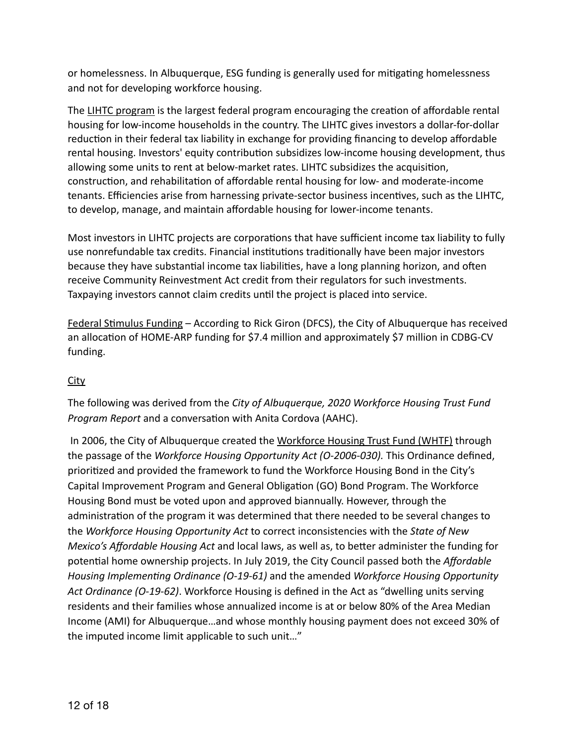or homelessness. In Albuquerque, ESG funding is generally used for mitigating homelessness and not for developing workforce housing.

The LIHTC program is the largest federal program encouraging the creation of affordable rental housing for low-income households in the country. The LIHTC gives investors a dollar-for-dollar reduction in their federal tax liability in exchange for providing financing to develop affordable rental housing. Investors' equity contribution subsidizes low-income housing development, thus allowing some units to rent at below-market rates. LIHTC subsidizes the acquisition, construction, and rehabilitation of affordable rental housing for low- and moderate-income tenants. Efficiencies arise from harnessing private-sector business incentives, such as the LIHTC, to develop, manage, and maintain affordable housing for lower-income tenants.

Most investors in LIHTC projects are corporations that have sufficient income tax liability to fully use nonrefundable tax credits. Financial institutions traditionally have been major investors because they have substantial income tax liabilities, have a long planning horizon, and often receive Community Reinvestment Act credit from their regulators for such investments. Taxpaying investors cannot claim credits until the project is placed into service.

Federal Stimulus Funding – According to Rick Giron (DFCS), the City of Albuquerque has received an allocation of HOME-ARP funding for $7.4 million and approximately $7 million in CDBG-CV funding.

City

The following was derived from the *City of Albuquerque, 2020 Workforce Housing Trust Fund Program Report* and a conversation with Anita Cordova (AAHC).

In 2006, the City of Albuquerque created the Workforce Housing Trust Fund (WHTF) through the passage of the *Workforce Housing Opportunity Act (O-2006-030).* This Ordinance defined, prioritized and provided the framework to fund the Workforce Housing Bond in the City's Capital Improvement Program and General Obligation (GO) Bond Program. The Workforce Housing Bond must be voted upon and approved biannually. However, through the administration of the program it was determined that there needed to be several changes to the *Workforce Housing Opportunity Act* to correct inconsistencies with the *State of New Mexico's Affordable Housing Act* and local laws, as well as, to better administer the funding for potential home ownership projects. In July 2019, the City Council passed both the *Affordable Housing Implementing Ordinance (O-19-61)* and the amended *Workforce Housing Opportunity Act Ordinance (O-19-62)*. Workforce Housing is defined in the Act as "dwelling units serving residents and their families whose annualized income is at or below 80% of the Area Median Income (AMI) for Albuquerque…and whose monthly housing payment does not exceed 30% of the imputed income limit applicable to such unit…"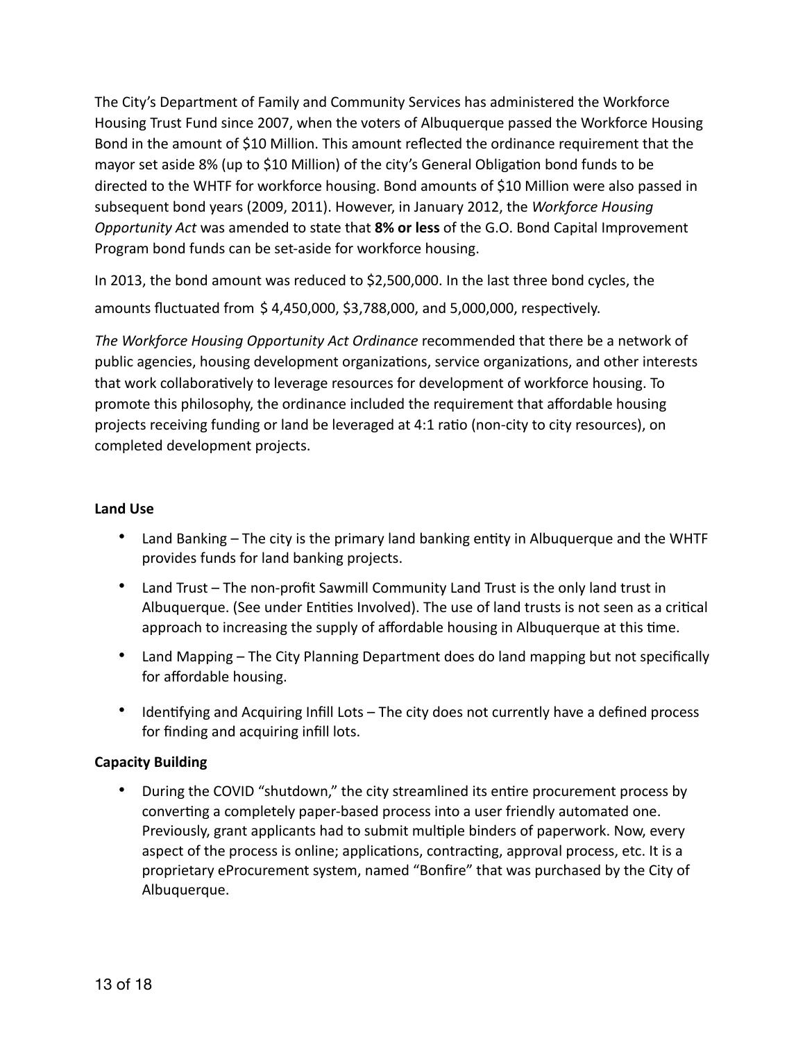The City's Department of Family and Community Services has administered the Workforce Housing Trust Fund since 2007, when the voters of Albuquerque passed the Workforce Housing Bond in the amount of $10 Million. This amount reflected the ordinance requirement that the mayor set aside 8% (up to $10 Million) of the city's General Obligation bond funds to be directed to the WHTF for workforce housing. Bond amounts of $10 Million were also passed in subsequent bond years (2009, 2011). However, in January 2012, the *Workforce Housing Opportunity Act* was amended to state that **8% or less** of the G.O. Bond Capital Improvement Program bond funds can be set-aside for workforce housing.

In 2013, the bond amount was reduced to $2,500,000. In the last three bond cycles, the amounts fluctuated from $ 4,450,000, $3,788,000, and 5,000,000, respectively.

*The Workforce Housing Opportunity Act Ordinance* recommended that there be a network of public agencies, housing development organizations, service organizations, and other interests that work collaboratively to leverage resources for development of workforce housing. To promote this philosophy, the ordinance included the requirement that affordable housing projects receiving funding or land be leveraged at 4:1 ratio (non-city to city resources), on completed development projects.

**Land Use**

- Land Banking – The city is the primary land banking entity in Albuquerque and the WHTF provides funds for land banking projects.
- Land Trust – The non-profit Sawmill Community Land Trust is the only land trust in Albuquerque. (See under Entities Involved). The use of land trusts is not seen as a critical approach to increasing the supply of affordable housing in Albuquerque at this time.
- Land Mapping – The City Planning Department does do land mapping but not specifically for affordable housing.
- Identifying and Acquiring Infill Lots – The city does not currently have a defined process for finding and acquiring infill lots.

**Capacity Building**

- During the COVID "shutdown," the city streamlined its entire procurement process by converting a completely paper-based process into a user friendly automated one. Previously, grant applicants had to submit multiple binders of paperwork. Now, every aspect of the process is online; applications, contracting, approval process, etc. It is a proprietary eProcurement system, named "Bonfire" that was purchased by the City of Albuquerque.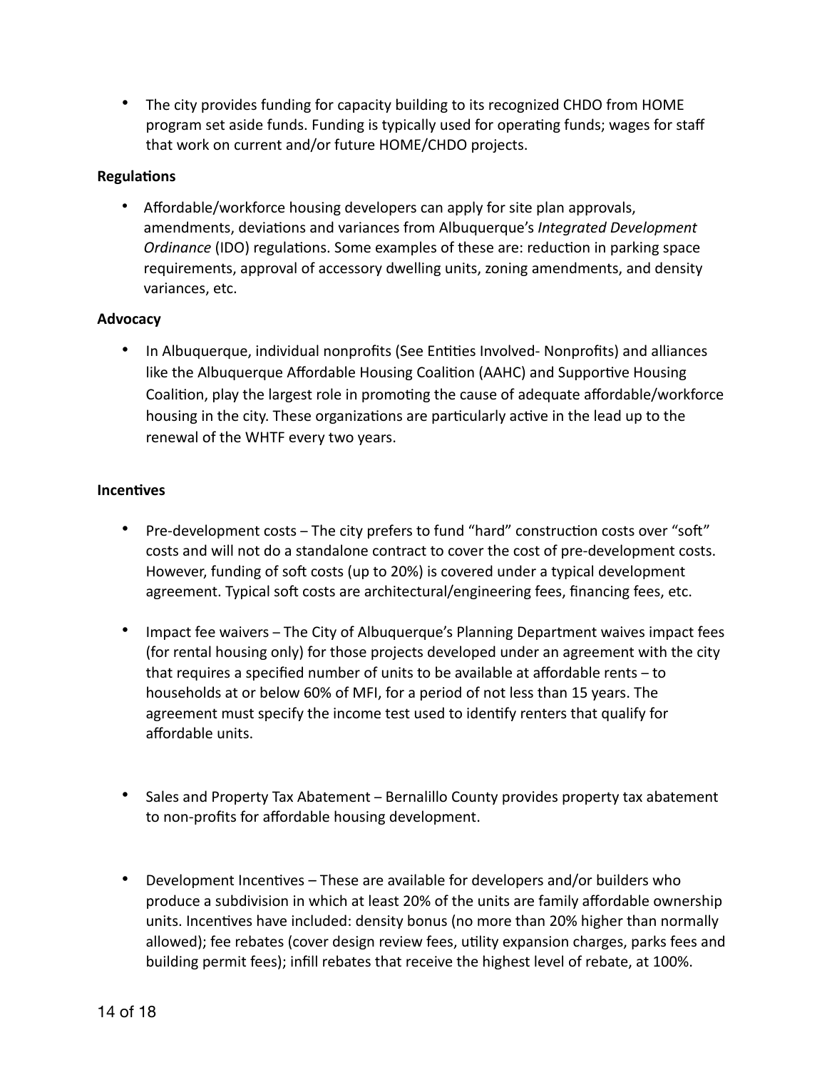- The city provides funding for capacity building to its recognized CHDO from HOME program set aside funds. Funding is typically used for operating funds; wages for staff that work on current and/or future HOME/CHDO projects.

**Regulations**

- Affordable/workforce housing developers can apply for site plan approvals, amendments, deviations and variances from Albuquerque's *Integrated Development Ordinance* (IDO) regulations. Some examples of these are: reduction in parking space requirements, approval of accessory dwelling units, zoning amendments, and density variances, etc.

**Advocacy**

- In Albuquerque, individual nonprofits (See Entities Involved- Nonprofits) and alliances like the Albuquerque Affordable Housing Coalition (AAHC) and Supportive Housing Coalition, play the largest role in promoting the cause of adequate affordable/workforce housing in the city. These organizations are particularly active in the lead up to the renewal of the WHTF every two years.

**Incentives**

- Pre-development costs – The city prefers to fund "hard" construction costs over "soft" costs and will not do a standalone contract to cover the cost of pre-development costs. However, funding of soft costs (up to 20%) is covered under a typical development agreement. Typical soft costs are architectural/engineering fees, financing fees, etc.

- Impact fee waivers – The City of Albuquerque's Planning Department waives impact fees (for rental housing only) for those projects developed under an agreement with the city that requires a specified number of units to be available at affordable rents – to households at or below 60% of MFI, for a period of not less than 15 years. The agreement must specify the income test used to identify renters that qualify for affordable units.

- Sales and Property Tax Abatement – Bernalillo County provides property tax abatement to non-profits for affordable housing development.

- Development Incentives – These are available for developers and/or builders who produce a subdivision in which at least 20% of the units are family affordable ownership units. Incentives have included: density bonus (no more than 20% higher than normally allowed); fee rebates (cover design review fees, utility expansion charges, parks fees and building permit fees); infill rebates that receive the highest level of rebate, at 100%.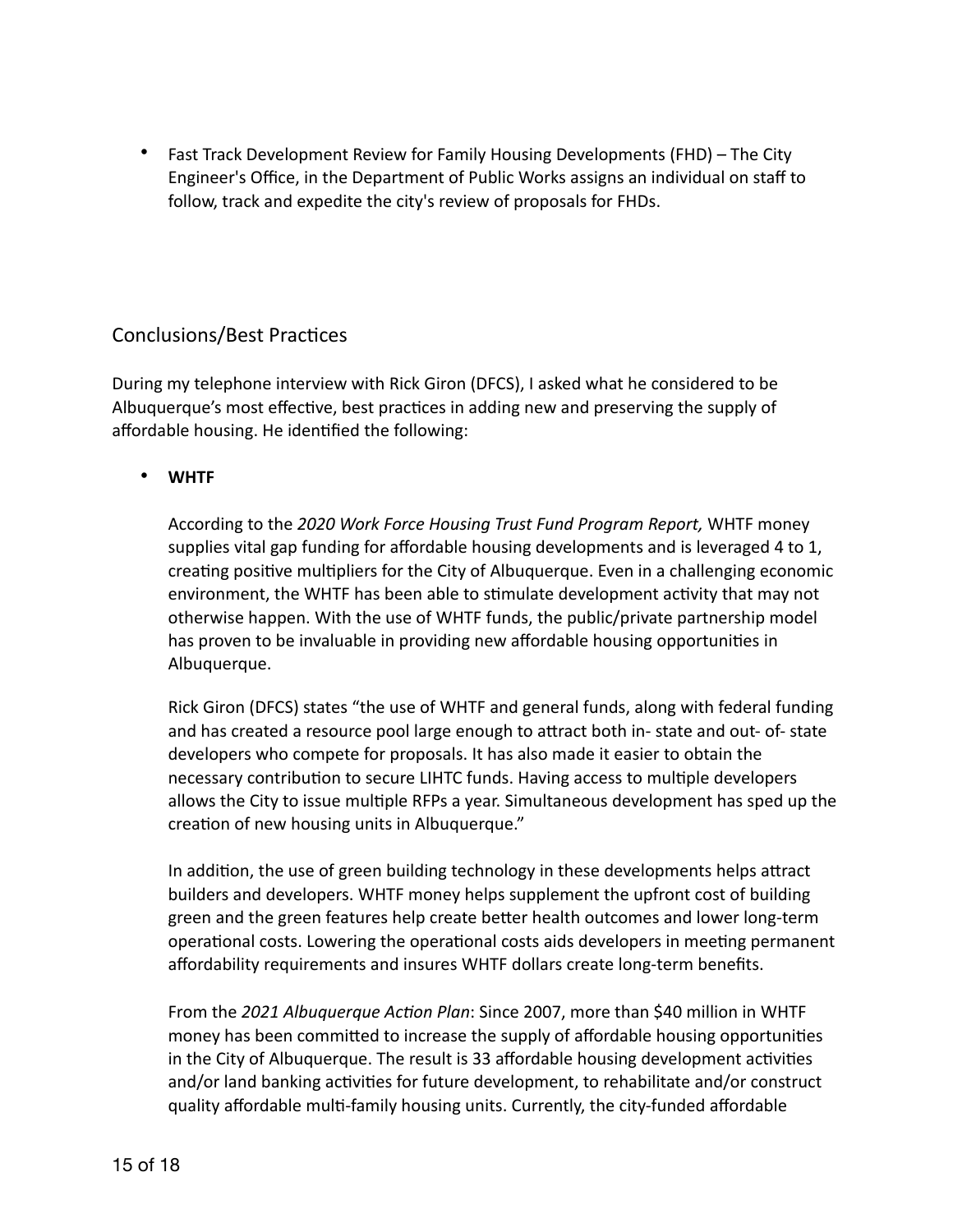- Fast Track Development Review for Family Housing Developments (FHD) – The City Engineer's Office, in the Department of Public Works assigns an individual on staff to follow, track and expedite the city's review of proposals for FHDs.

## Conclusions/Best Practices

During my telephone interview with Rick Giron (DFCS), I asked what he considered to be Albuquerque's most effective, best practices in adding new and preserving the supply of affordable housing. He identified the following:

- **WHTF**

  According to the *2020 Work Force Housing Trust Fund Program Report,* WHTF money supplies vital gap funding for affordable housing developments and is leveraged 4 to 1, creating positive multipliers for the City of Albuquerque. Even in a challenging economic environment, the WHTF has been able to stimulate development activity that may not otherwise happen. With the use of WHTF funds, the public/private partnership model has proven to be invaluable in providing new affordable housing opportunities in Albuquerque.

  Rick Giron (DFCS) states "the use of WHTF and general funds, along with federal funding and has created a resource pool large enough to attract both in- state and out- of- state developers who compete for proposals. It has also made it easier to obtain the necessary contribution to secure LIHTC funds. Having access to multiple developers allows the City to issue multiple RFPs a year. Simultaneous development has sped up the creation of new housing units in Albuquerque."

  In addition, the use of green building technology in these developments helps attract builders and developers. WHTF money helps supplement the upfront cost of building green and the green features help create better health outcomes and lower long-term operational costs. Lowering the operational costs aids developers in meeting permanent affordability requirements and insures WHTF dollars create long-term benefits.

  From the *2021 Albuquerque Action Plan*: Since 2007, more than $40 million in WHTF money has been committed to increase the supply of affordable housing opportunities in the City of Albuquerque. The result is 33 affordable housing development activities and/or land banking activities for future development, to rehabilitate and/or construct quality affordable multi-family housing units. Currently, the city-funded affordable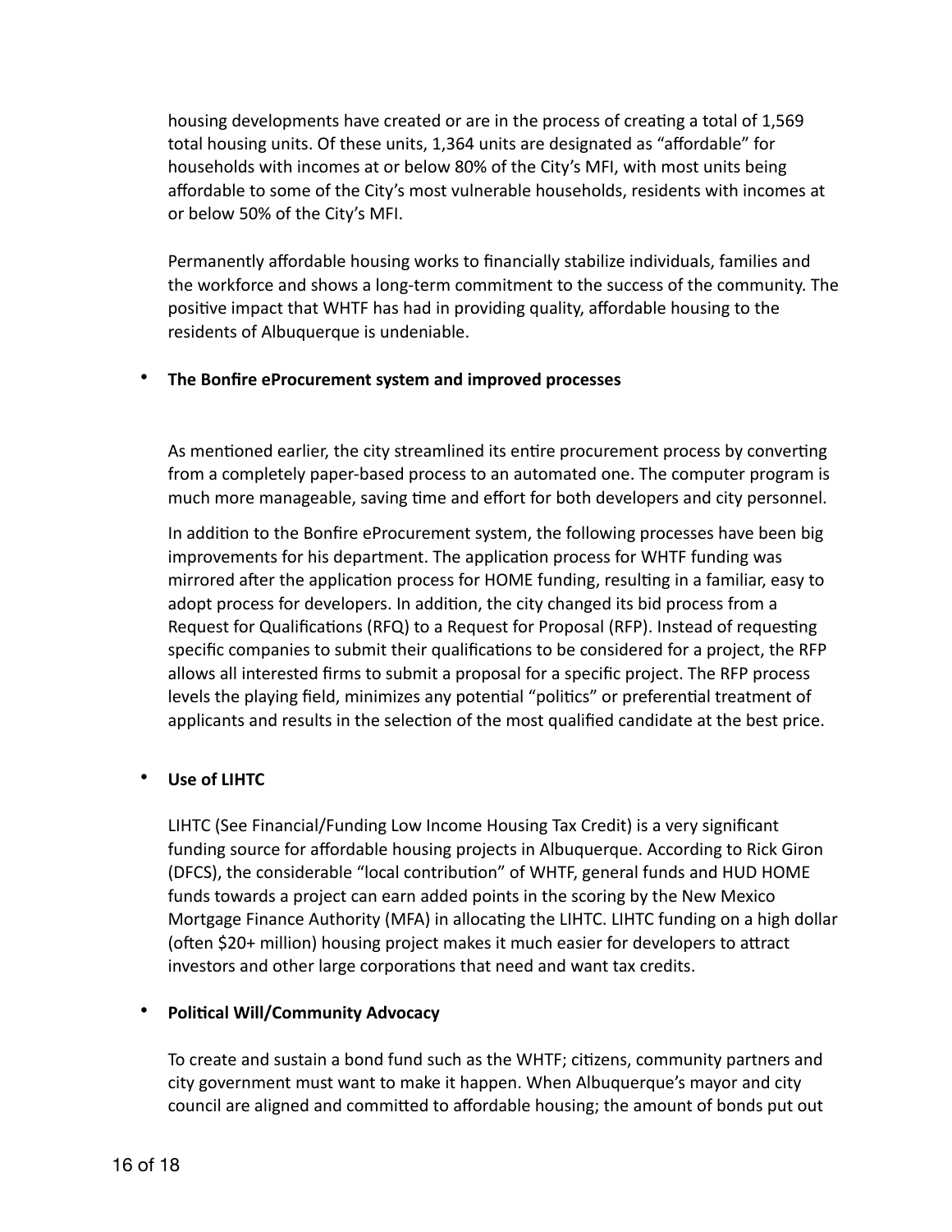housing developments have created or are in the process of creating a total of 1,569 total housing units. Of these units, 1,364 units are designated as "affordable" for households with incomes at or below 80% of the City's MFI, with most units being affordable to some of the City's most vulnerable households, residents with incomes at or below 50% of the City's MFI.

Permanently affordable housing works to financially stabilize individuals, families and the workforce and shows a long-term commitment to the success of the community. The positive impact that WHTF has had in providing quality, affordable housing to the residents of Albuquerque is undeniable.

- **The Bonfire eProcurement system and improved processes**

  As mentioned earlier, the city streamlined its entire procurement process by converting from a completely paper-based process to an automated one. The computer program is much more manageable, saving time and effort for both developers and city personnel.

  In addition to the Bonfire eProcurement system, the following processes have been big improvements for his department. The application process for WHTF funding was mirrored after the application process for HOME funding, resulting in a familiar, easy to adopt process for developers. In addition, the city changed its bid process from a Request for Qualifications (RFQ) to a Request for Proposal (RFP). Instead of requesting specific companies to submit their qualifications to be considered for a project, the RFP allows all interested firms to submit a proposal for a specific project. The RFP process levels the playing field, minimizes any potential "politics" or preferential treatment of applicants and results in the selection of the most qualified candidate at the best price.

- **Use of LIHTC**

  LIHTC (See Financial/Funding Low Income Housing Tax Credit) is a very significant funding source for affordable housing projects in Albuquerque. According to Rick Giron (DFCS), the considerable "local contribution" of WHTF, general funds and HUD HOME funds towards a project can earn added points in the scoring by the New Mexico Mortgage Finance Authority (MFA) in allocating the LIHTC. LIHTC funding on a high dollar (often $20+ million) housing project makes it much easier for developers to attract investors and other large corporations that need and want tax credits.

- **Political Will/Community Advocacy**

  To create and sustain a bond fund such as the WHTF; citizens, community partners and city government must want to make it happen. When Albuquerque's mayor and city council are aligned and committed to affordable housing; the amount of bonds put out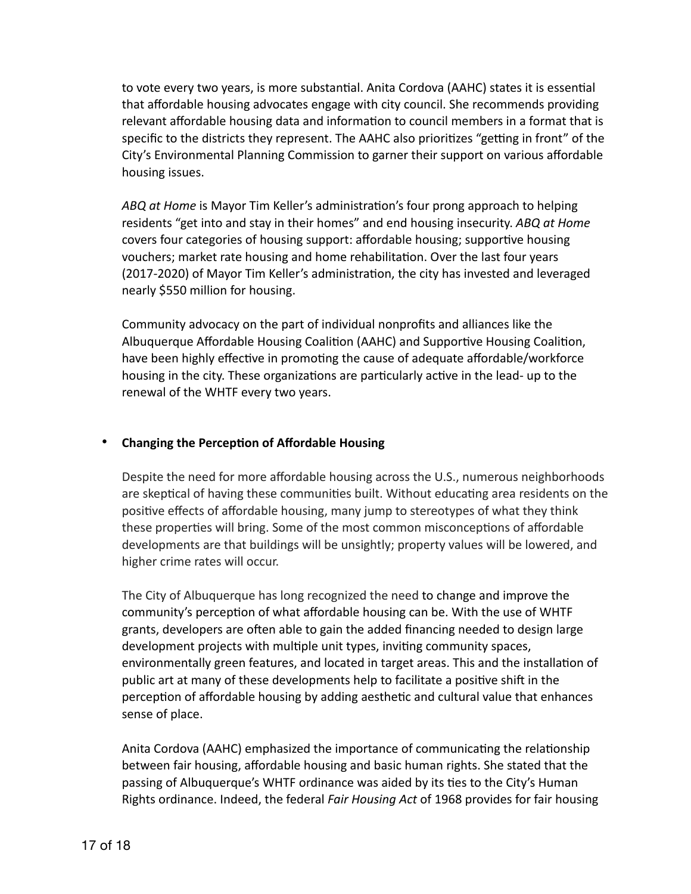to vote every two years, is more substantial. Anita Cordova (AAHC) states it is essential that affordable housing advocates engage with city council. She recommends providing relevant affordable housing data and information to council members in a format that is specific to the districts they represent. The AAHC also prioritizes "getting in front" of the City's Environmental Planning Commission to garner their support on various affordable housing issues.

*ABQ at Home* is Mayor Tim Keller's administration's four prong approach to helping residents "get into and stay in their homes" and end housing insecurity. *ABQ at Home* covers four categories of housing support: affordable housing; supportive housing vouchers; market rate housing and home rehabilitation. Over the last four years (2017-2020) of Mayor Tim Keller's administration, the city has invested and leveraged nearly $550 million for housing.

Community advocacy on the part of individual nonprofits and alliances like the Albuquerque Affordable Housing Coalition (AAHC) and Supportive Housing Coalition, have been highly effective in promoting the cause of adequate affordable/workforce housing in the city. These organizations are particularly active in the lead- up to the renewal of the WHTF every two years.

- **Changing the Perception of Affordable Housing**

Despite the need for more affordable housing across the U.S., numerous neighborhoods are skeptical of having these communities built. Without educating area residents on the positive effects of affordable housing, many jump to stereotypes of what they think these properties will bring. Some of the most common misconceptions of affordable developments are that buildings will be unsightly; property values will be lowered, and higher crime rates will occur.

The City of Albuquerque has long recognized the need to change and improve the community's perception of what affordable housing can be. With the use of WHTF grants, developers are often able to gain the added financing needed to design large development projects with multiple unit types, inviting community spaces, environmentally green features, and located in target areas. This and the installation of public art at many of these developments help to facilitate a positive shift in the perception of affordable housing by adding aesthetic and cultural value that enhances sense of place.

Anita Cordova (AAHC) emphasized the importance of communicating the relationship between fair housing, affordable housing and basic human rights. She stated that the passing of Albuquerque's WHTF ordinance was aided by its ties to the City's Human Rights ordinance. Indeed, the federal *Fair Housing Act* of 1968 provides for fair housing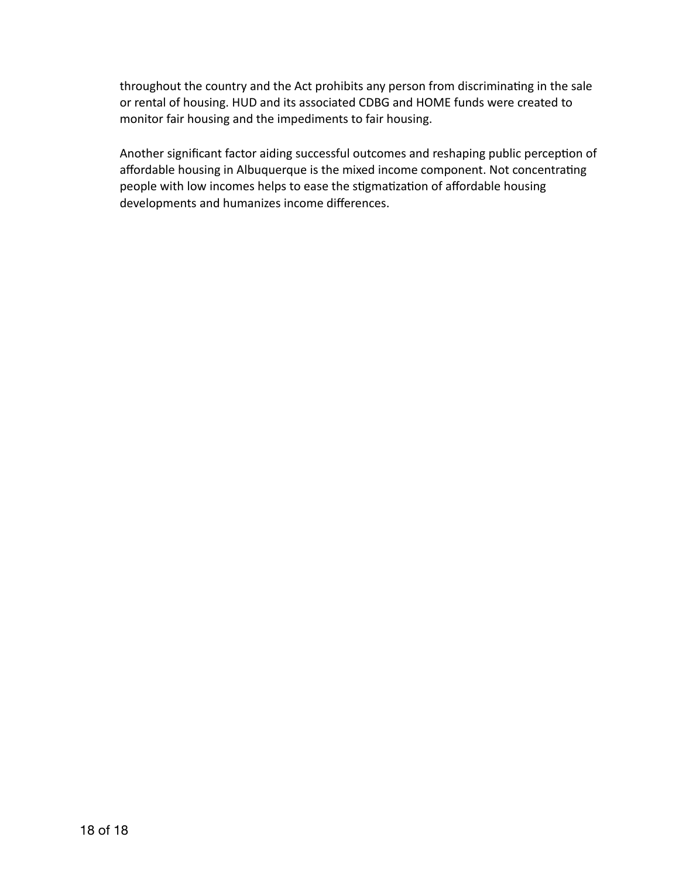throughout the country and the Act prohibits any person from discriminating in the sale or rental of housing. HUD and its associated CDBG and HOME funds were created to monitor fair housing and the impediments to fair housing.

Another significant factor aiding successful outcomes and reshaping public perception of affordable housing in Albuquerque is the mixed income component. Not concentrating people with low incomes helps to ease the stigmatization of affordable housing developments and humanizes income differences.